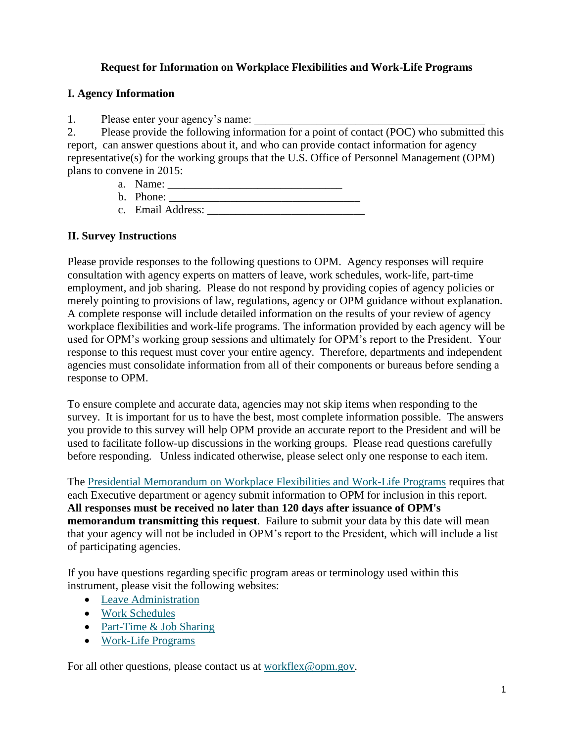# Request for Information on Workplace Flexibilities and Work-Life Programs

## I. Agency Information

1. Please enter your agency's name: ________________________________________
2. Please provide the following information for a point of contact (POC) who submitted this report, can answer questions about it, and who can provide contact information for agency representative(s) for the working groups that the U.S. Office of Personnel Management (OPM) plans to convene in 2015:
   a. Name: ______________________________
   b. Phone: _________________________________
   c. Email Address: ___________________________

## II. Survey Instructions

Please provide responses to the following questions to OPM. Agency responses will require consultation with agency experts on matters of leave, work schedules, work-life, part-time employment, and job sharing. Please do not respond by providing copies of agency policies or merely pointing to provisions of law, regulations, agency or OPM guidance without explanation. A complete response will include detailed information on the results of your review of agency workplace flexibilities and work-life programs. The information provided by each agency will be used for OPM's working group sessions and ultimately for OPM's report to the President. Your response to this request must cover your entire agency. Therefore, departments and independent agencies must consolidate information from all of their components or bureaus before sending a response to OPM.

To ensure complete and accurate data, agencies may not skip items when responding to the survey. It is important for us to have the best, most complete information possible. The answers you provide to this survey will help OPM provide an accurate report to the President and will be used to facilitate follow-up discussions in the working groups. Please read questions carefully before responding. Unless indicated otherwise, please select only one response to each item.

The Presidential Memorandum on Workplace Flexibilities and Work-Life Programs requires that each Executive department or agency submit information to OPM for inclusion in this report. **All responses must be received no later than 120 days after issuance of OPM's memorandum transmitting this request**. Failure to submit your data by this date will mean that your agency will not be included in OPM's report to the President, which will include a list of participating agencies.

If you have questions regarding specific program areas or terminology used within this instrument, please visit the following websites:

- Leave Administration
- Work Schedules
- Part-Time & Job Sharing
- Work-Life Programs

For all other questions, please contact us at workflex@opm.gov.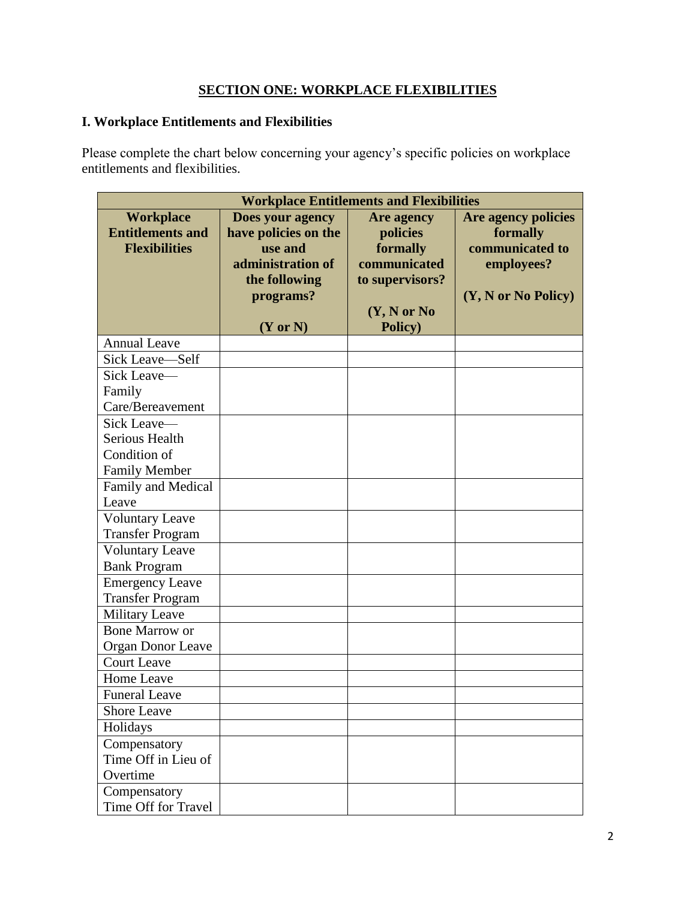# SECTION ONE: WORKPLACE FLEXIBILITIES

## I. Workplace Entitlements and Flexibilities

Please complete the chart below concerning your agency's specific policies on workplace entitlements and flexibilities.

| Workplace Entitlements and Flexibilities | | | |
|---|---|---|---|
| **Workplace Entitlements and Flexibilities** | **Does your agency have policies on the use and administration of the following programs? (Y or N)** | **Are agency policies formally communicated to supervisors? (Y, N or No Policy)** | **Are agency policies formally communicated to employees? (Y, N or No Policy)** |
| Annual Leave | | | |
| Sick Leave—Self | | | |
| Sick Leave—Family Care/Bereavement | | | |
| Sick Leave—Serious Health Condition of Family Member | | | |
| Family and Medical Leave | | | |
| Voluntary Leave Transfer Program | | | |
| Voluntary Leave Bank Program | | | |
| Emergency Leave Transfer Program | | | |
| Military Leave | | | |
| Bone Marrow or Organ Donor Leave | | | |
| Court Leave | | | |
| Home Leave | | | |
| Funeral Leave | | | |
| Shore Leave | | | |
| Holidays | | | |
| Compensatory Time Off in Lieu of Overtime | | | |
| Compensatory Time Off for Travel | | | |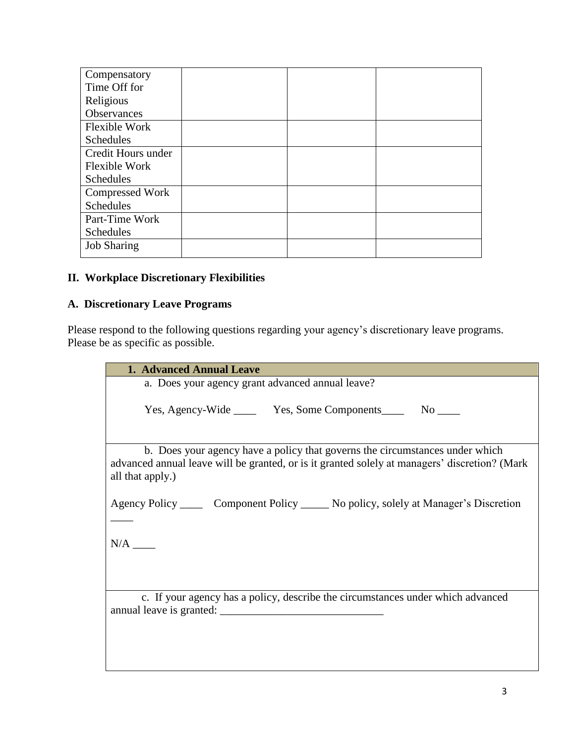| Compensatory Time Off for Religious Observances | | | |
|---|---|---|---|
| Flexible Work Schedules | | | |
| Credit Hours under Flexible Work Schedules | | | |
| Compressed Work Schedules | | | |
| Part-Time Work Schedules | | | |
| Job Sharing | | | |

**II. Workplace Discretionary Flexibilities**

**A. Discretionary Leave Programs**

Please respond to the following questions regarding your agency's discretionary leave programs. Please be as specific as possible.

| **1. Advanced Annual Leave** |
|---|
| a. Does your agency grant advanced annual leave?<br><br>Yes, Agency-Wide ____ Yes, Some Components____ No ____ |
| b. Does your agency have a policy that governs the circumstances under which advanced annual leave will be granted, or is it granted solely at managers' discretion? (Mark all that apply.)<br><br>Agency Policy ____ Component Policy _____ No policy, solely at Manager's Discretion ____<br><br>N/A ____ |
| c. If your agency has a policy, describe the circumstances under which advanced annual leave is granted: _____________________________ |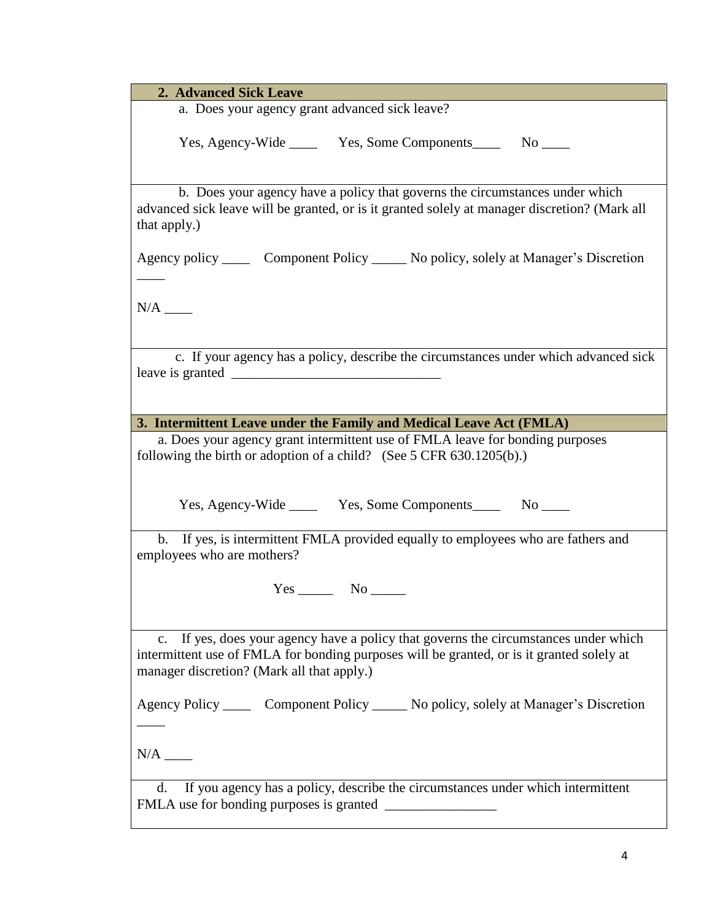## 2. Advanced Sick Leave

a. Does your agency grant advanced sick leave?

Yes, Agency-Wide ____ Yes, Some Components____ No ____

b. Does your agency have a policy that governs the circumstances under which advanced sick leave will be granted, or is it granted solely at manager discretion? (Mark all that apply.)

Agency policy ____ Component Policy _____ No policy, solely at Manager's Discretion ____

N/A ____

c. If your agency has a policy, describe the circumstances under which advanced sick leave is granted ______________________________

## 3. Intermittent Leave under the Family and Medical Leave Act (FMLA)

a. Does your agency grant intermittent use of FMLA leave for bonding purposes following the birth or adoption of a child? (See 5 CFR 630.1205(b).)

Yes, Agency-Wide ____ Yes, Some Components____ No ____

b. If yes, is intermittent FMLA provided equally to employees who are fathers and employees who are mothers?

Yes _____ No _____

c. If yes, does your agency have a policy that governs the circumstances under which intermittent use of FMLA for bonding purposes will be granted, or is it granted solely at manager discretion? (Mark all that apply.)

Agency Policy ____ Component Policy _____ No policy, solely at Manager's Discretion ____

N/A ____

d. If you agency has a policy, describe the circumstances under which intermittent FMLA use for bonding purposes is granted ________________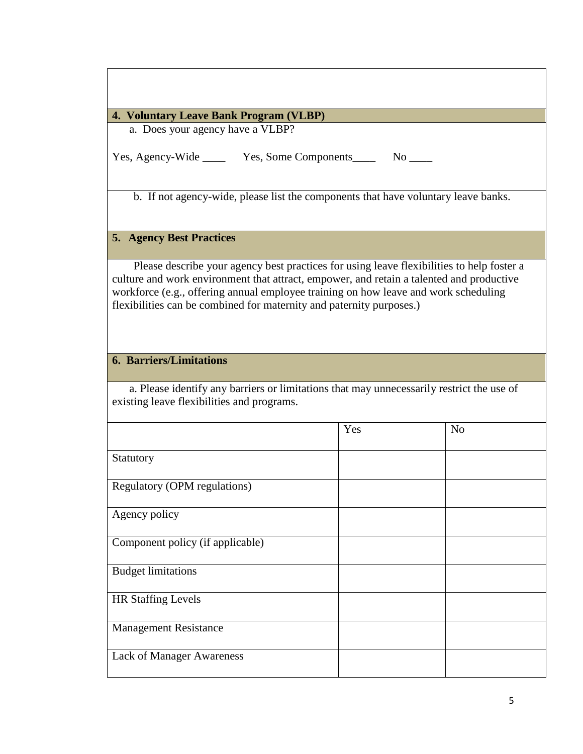## 4. Voluntary Leave Bank Program (VLBP)

a. Does your agency have a VLBP?

Yes, Agency-Wide ____ Yes, Some Components____ No ____

b. If not agency-wide, please list the components that have voluntary leave banks.

## 5. Agency Best Practices

Please describe your agency best practices for using leave flexibilities to help foster a culture and work environment that attract, empower, and retain a talented and productive workforce (e.g., offering annual employee training on how leave and work scheduling flexibilities can be combined for maternity and paternity purposes.)

## 6. Barriers/Limitations

a. Please identify any barriers or limitations that may unnecessarily restrict the use of existing leave flexibilities and programs.

| | Yes | No |
|---|---|---|
| Statutory | | |
| Regulatory (OPM regulations) | | |
| Agency policy | | |
| Component policy (if applicable) | | |
| Budget limitations | | |
| HR Staffing Levels | | |
| Management Resistance | | |
| Lack of Manager Awareness | | |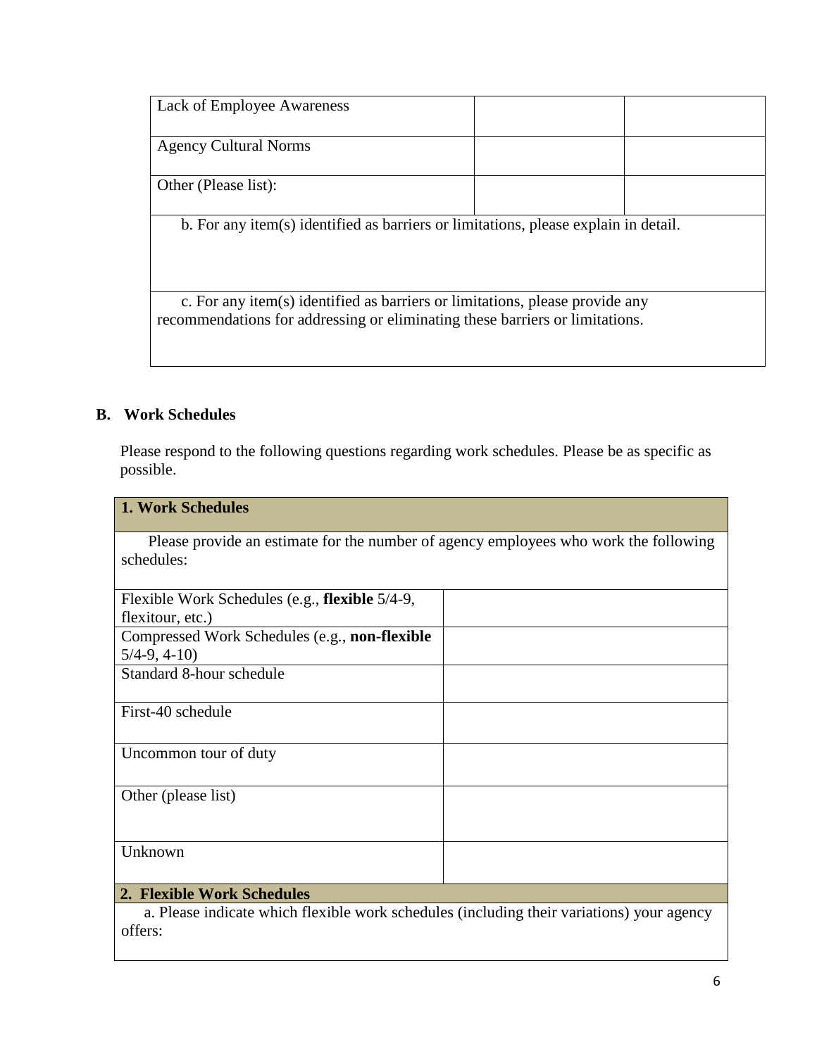| | | |
|---|---|---|
| Lack of Employee Awareness | | |
| Agency Cultural Norms | | |
| Other (Please list): | | |
| b. For any item(s) identified as barriers or limitations, please explain in detail. | | |
| c. For any item(s) identified as barriers or limitations, please provide any recommendations for addressing or eliminating these barriers or limitations. | | |

## B. Work Schedules

Please respond to the following questions regarding work schedules. Please be as specific as possible.

| **1. Work Schedules** | |
|---|---|
| Please provide an estimate for the number of agency employees who work the following schedules: | |
| Flexible Work Schedules (e.g., **flexible** 5/4-9, flexitour, etc.) | |
| Compressed Work Schedules (e.g., **non-flexible** 5/4-9, 4-10) | |
| Standard 8-hour schedule | |
| First-40 schedule | |
| Uncommon tour of duty | |
| Other (please list) | |
| Unknown | |
| **2. Flexible Work Schedules** | |
| a. Please indicate which flexible work schedules (including their variations) your agency offers: | |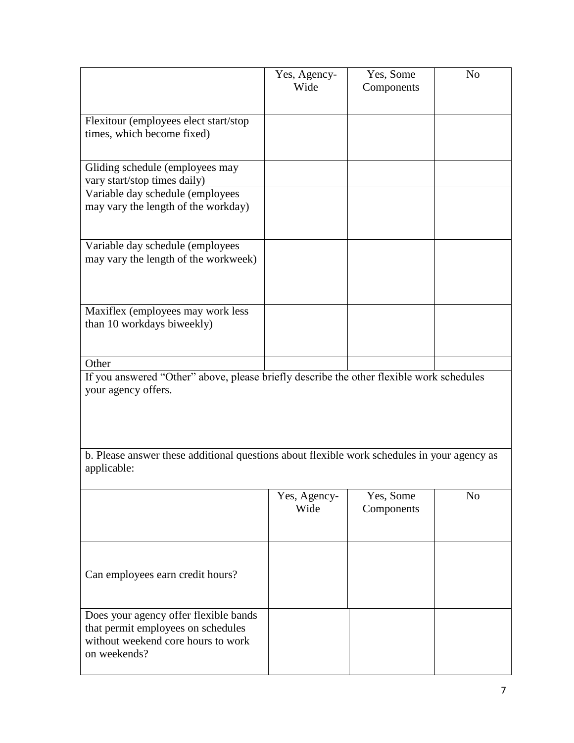| | Yes, Agency-Wide | Yes, Some Components | No |
|---|---|---|---|
| Flexitour (employees elect start/stop times, which become fixed) | | | |
| Gliding schedule (employees may vary start/stop times daily) | | | |
| Variable day schedule (employees may vary the length of the workday) | | | |
| Variable day schedule (employees may vary the length of the workweek) | | | |
| Maxiflex (employees may work less than 10 workdays biweekly) | | | |
| Other | | | |

If you answered "Other" above, please briefly describe the other flexible work schedules your agency offers.

b. Please answer these additional questions about flexible work schedules in your agency as applicable:

| | Yes, Agency-Wide | Yes, Some Components | No |
|---|---|---|---|
| Can employees earn credit hours? | | | |
| Does your agency offer flexible bands that permit employees on schedules without weekend core hours to work on weekends? | | | |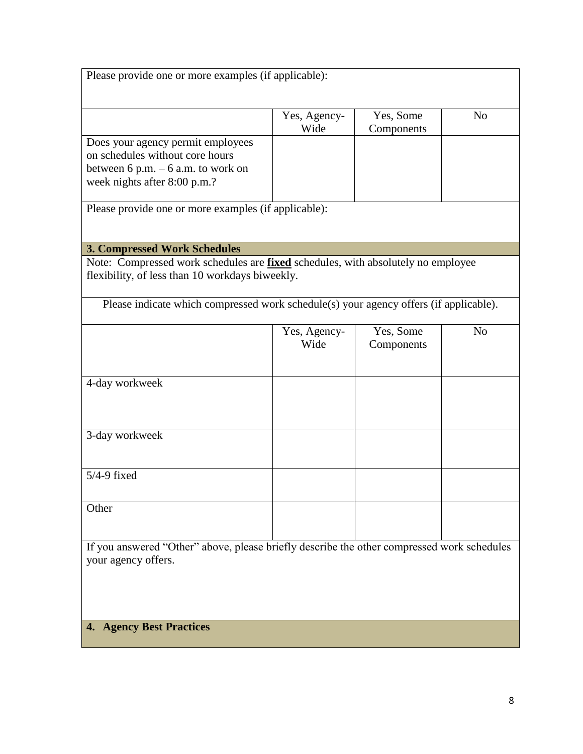Please provide one or more examples (if applicable):

| | Yes, Agency-Wide | Yes, Some Components | No |
|---|---|---|---|
| Does your agency permit employees on schedules without core hours between 6 p.m. – 6 a.m. to work on week nights after 8:00 p.m.? | | | |

Please provide one or more examples (if applicable):

## 3. Compressed Work Schedules

Note: Compressed work schedules are **fixed** schedules, with absolutely no employee flexibility, of less than 10 workdays biweekly.

Please indicate which compressed work schedule(s) your agency offers (if applicable).

| | Yes, Agency-Wide | Yes, Some Components | No |
|---|---|---|---|
| 4-day workweek | | | |
| 3-day workweek | | | |
| 5/4-9 fixed | | | |
| Other | | | |

If you answered "Other" above, please briefly describe the other compressed work schedules your agency offers.

## 4. Agency Best Practices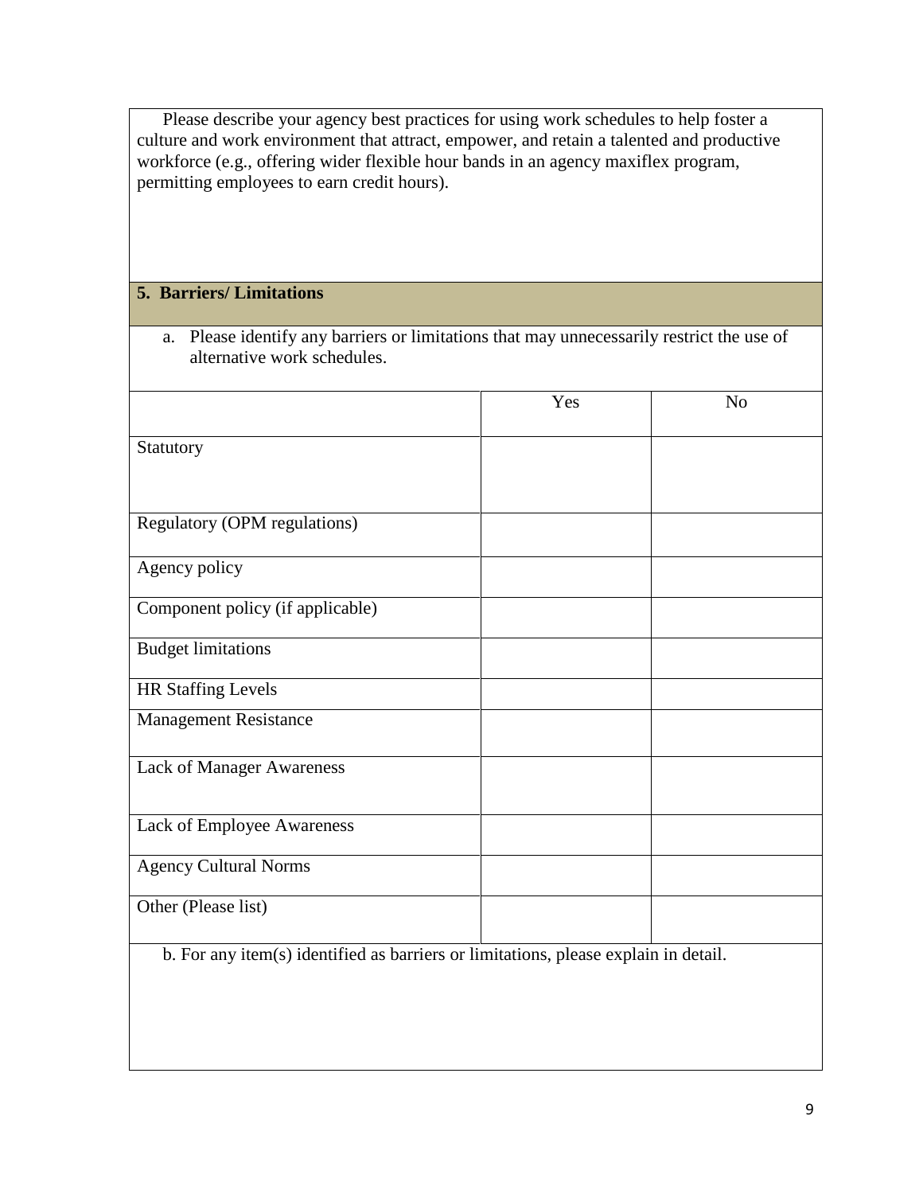Please describe your agency best practices for using work schedules to help foster a culture and work environment that attract, empower, and retain a talented and productive workforce (e.g., offering wider flexible hour bands in an agency maxiflex program, permitting employees to earn credit hours).

## 5. Barriers/ Limitations

a. Please identify any barriers or limitations that may unnecessarily restrict the use of alternative work schedules.

| | Yes | No |
|---|---|---|
| Statutory | | |
| Regulatory (OPM regulations) | | |
| Agency policy | | |
| Component policy (if applicable) | | |
| Budget limitations | | |
| HR Staffing Levels | | |
| Management Resistance | | |
| Lack of Manager Awareness | | |
| Lack of Employee Awareness | | |
| Agency Cultural Norms | | |
| Other (Please list) | | |

b. For any item(s) identified as barriers or limitations, please explain in detail.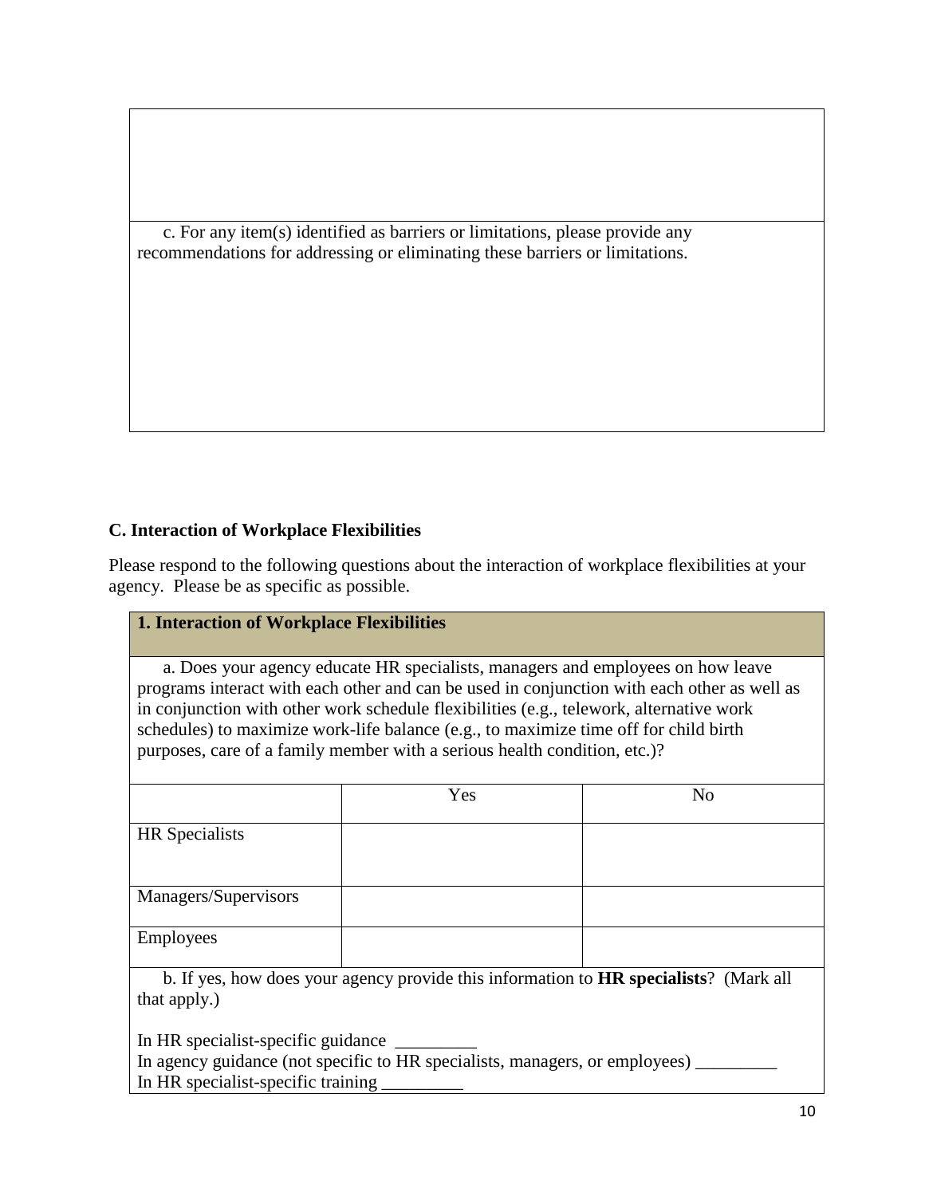c. For any item(s) identified as barriers or limitations, please provide any recommendations for addressing or eliminating these barriers or limitations.

## C. Interaction of Workplace Flexibilities

Please respond to the following questions about the interaction of workplace flexibilities at your agency. Please be as specific as possible.

**1. Interaction of Workplace Flexibilities**

a. Does your agency educate HR specialists, managers and employees on how leave programs interact with each other and can be used in conjunction with each other as well as in conjunction with other work schedule flexibilities (e.g., telework, alternative work schedules) to maximize work-life balance (e.g., to maximize time off for child birth purposes, care of a family member with a serious health condition, etc.)?

| | Yes | No |
|---|---|---|
| HR Specialists | | |
| Managers/Supervisors | | |
| Employees | | |

b. If yes, how does your agency provide this information to **HR specialists**? (Mark all that apply.)

In HR specialist-specific guidance _________
In agency guidance (not specific to HR specialists, managers, or employees) _________
In HR specialist-specific training _________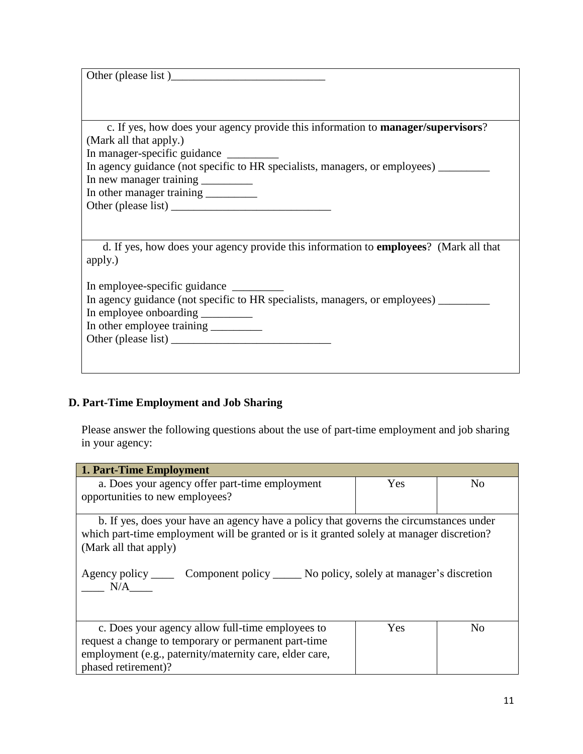| |
|---|
| Other (please list )___________________________ |
| c. If yes, how does your agency provide this information to **manager/supervisors**? (Mark all that apply.)<br>In manager-specific guidance _________<br>In agency guidance (not specific to HR specialists, managers, or employees) _________<br>In new manager training _________<br>In other manager training _________<br>Other (please list) ____________________________ |
| d. If yes, how does your agency provide this information to **employees**? (Mark all that apply.)<br><br>In employee-specific guidance _________<br>In agency guidance (not specific to HR specialists, managers, or employees) _________<br>In employee onboarding _________<br>In other employee training _________<br>Other (please list) ____________________________ |

## D. Part-Time Employment and Job Sharing

Please answer the following questions about the use of part-time employment and job sharing in your agency:

| **1. Part-Time Employment** | | |
|---|---|---|
| a. Does your agency offer part-time employment opportunities to new employees? | Yes | No |
| b. If yes, does your have an agency have a policy that governs the circumstances under which part-time employment will be granted or is it granted solely at manager discretion? (Mark all that apply)<br><br>Agency policy ____ Component policy _____ No policy, solely at manager's discretion ____ N/A____ | | |
| c. Does your agency allow full-time employees to request a change to temporary or permanent part-time employment (e.g., paternity/maternity care, elder care, phased retirement)? | Yes | No |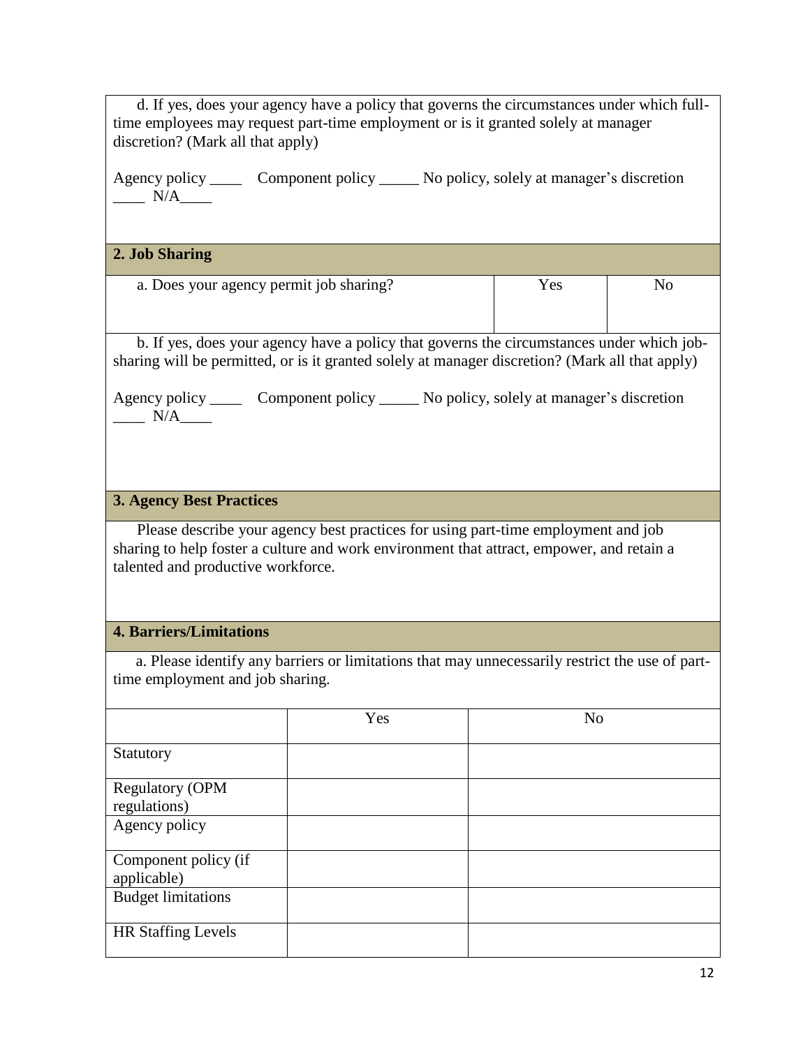d. If yes, does your agency have a policy that governs the circumstances under which full-time employees may request part-time employment or is it granted solely at manager discretion? (Mark all that apply)

Agency policy ____ Component policy _____ No policy, solely at manager's discretion ____ N/A____

## 2. Job Sharing

| a. Does your agency permit job sharing? | Yes | No |
|---|---|---|
| | | |

b. If yes, does your agency have a policy that governs the circumstances under which job-sharing will be permitted, or is it granted solely at manager discretion? (Mark all that apply)

Agency policy ____ Component policy _____ No policy, solely at manager's discretion ____ N/A____

## 3. Agency Best Practices

Please describe your agency best practices for using part-time employment and job sharing to help foster a culture and work environment that attract, empower, and retain a talented and productive workforce.

## 4. Barriers/Limitations

a. Please identify any barriers or limitations that may unnecessarily restrict the use of part-time employment and job sharing.

| | Yes | No |
|---|---|---|
| Statutory | | |
| Regulatory (OPM regulations) | | |
| Agency policy | | |
| Component policy (if applicable) | | |
| Budget limitations | | |
| HR Staffing Levels | | |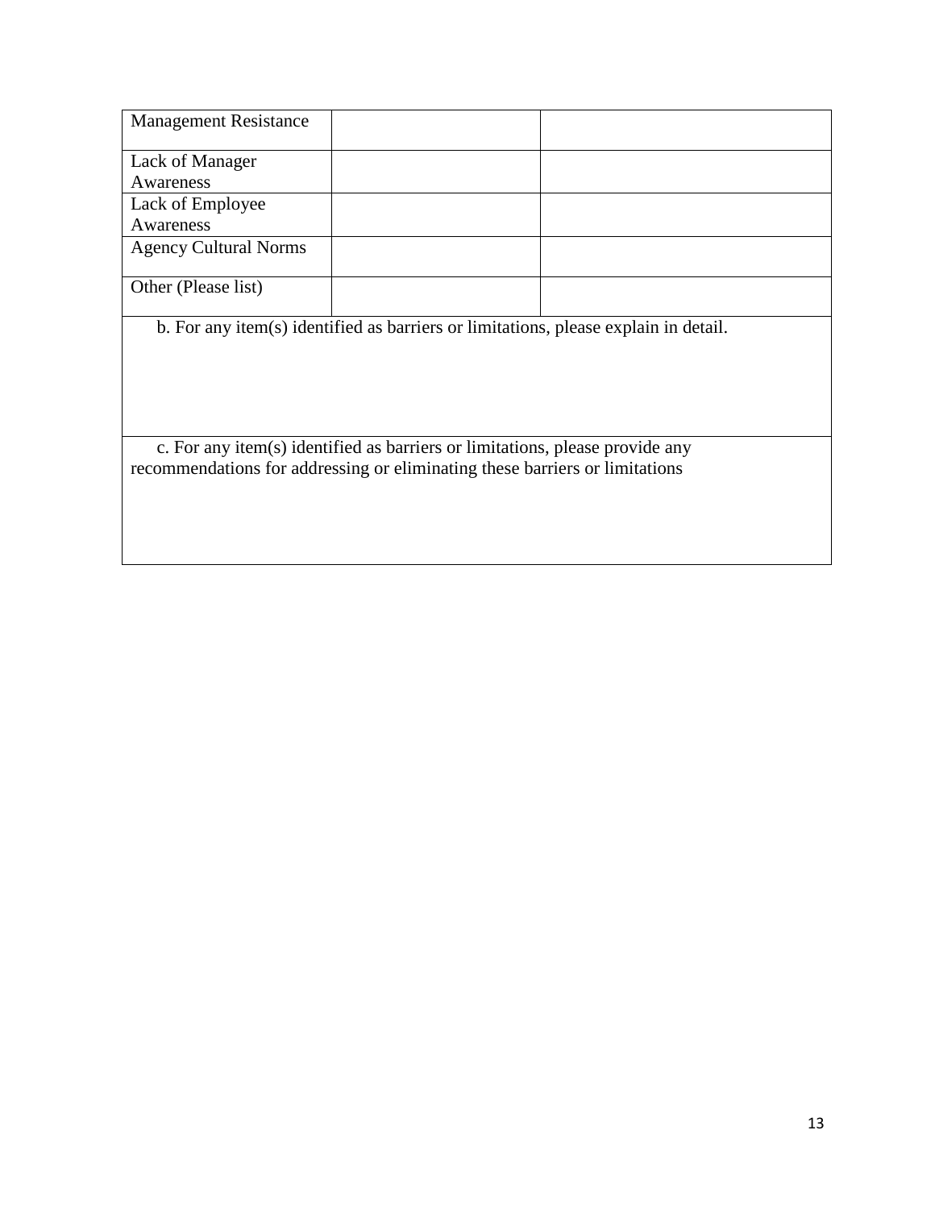| | | |
|---|---|---|
| Management Resistance | | |
| Lack of Manager Awareness | | |
| Lack of Employee Awareness | | |
| Agency Cultural Norms | | |
| Other (Please list) | | |

b. For any item(s) identified as barriers or limitations, please explain in detail.

c. For any item(s) identified as barriers or limitations, please provide any recommendations for addressing or eliminating these barriers or limitations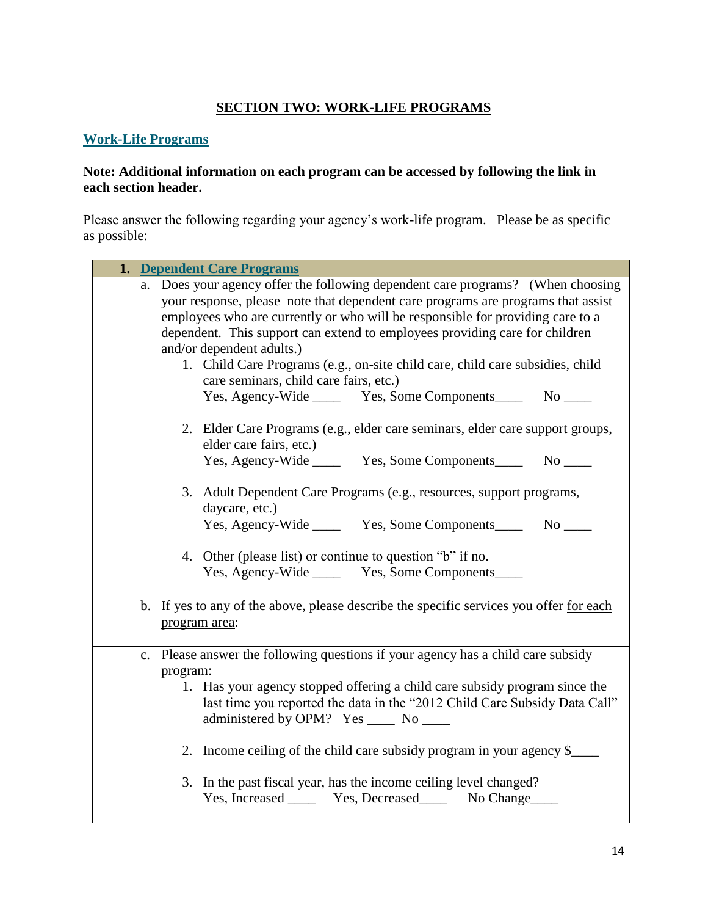## SECTION TWO: WORK-LIFE PROGRAMS

### Work-Life Programs

**Note: Additional information on each program can be accessed by following the link in each section header.**

Please answer the following regarding your agency's work-life program. Please be as specific as possible:

| **1. Dependent Care Programs** |
|---|
| a. Does your agency offer the following dependent care programs? (When choosing your response, please note that dependent care programs are programs that assist employees who are currently or who will be responsible for providing care to a dependent. This support can extend to employees providing care for children and/or dependent adults.)<br>1. Child Care Programs (e.g., on-site child care, child care subsidies, child care seminars, child care fairs, etc.)<br>Yes, Agency-Wide ____ Yes, Some Components____ No ____<br>2. Elder Care Programs (e.g., elder care seminars, elder care support groups, elder care fairs, etc.)<br>Yes, Agency-Wide ____ Yes, Some Components____ No ____<br>3. Adult Dependent Care Programs (e.g., resources, support programs, daycare, etc.)<br>Yes, Agency-Wide ____ Yes, Some Components____ No ____<br>4. Other (please list) or continue to question "b" if no.<br>Yes, Agency-Wide ____ Yes, Some Components____ |
| b. If yes to any of the above, please describe the specific services you offer for each program area: |
| c. Please answer the following questions if your agency has a child care subsidy program:<br>1. Has your agency stopped offering a child care subsidy program since the last time you reported the data in the "2012 Child Care Subsidy Data Call" administered by OPM? Yes ____ No ____<br>2. Income ceiling of the child care subsidy program in your agency $____<br>3. In the past fiscal year, has the income ceiling level changed?<br>Yes, Increased ____ Yes, Decreased____ No Change____ |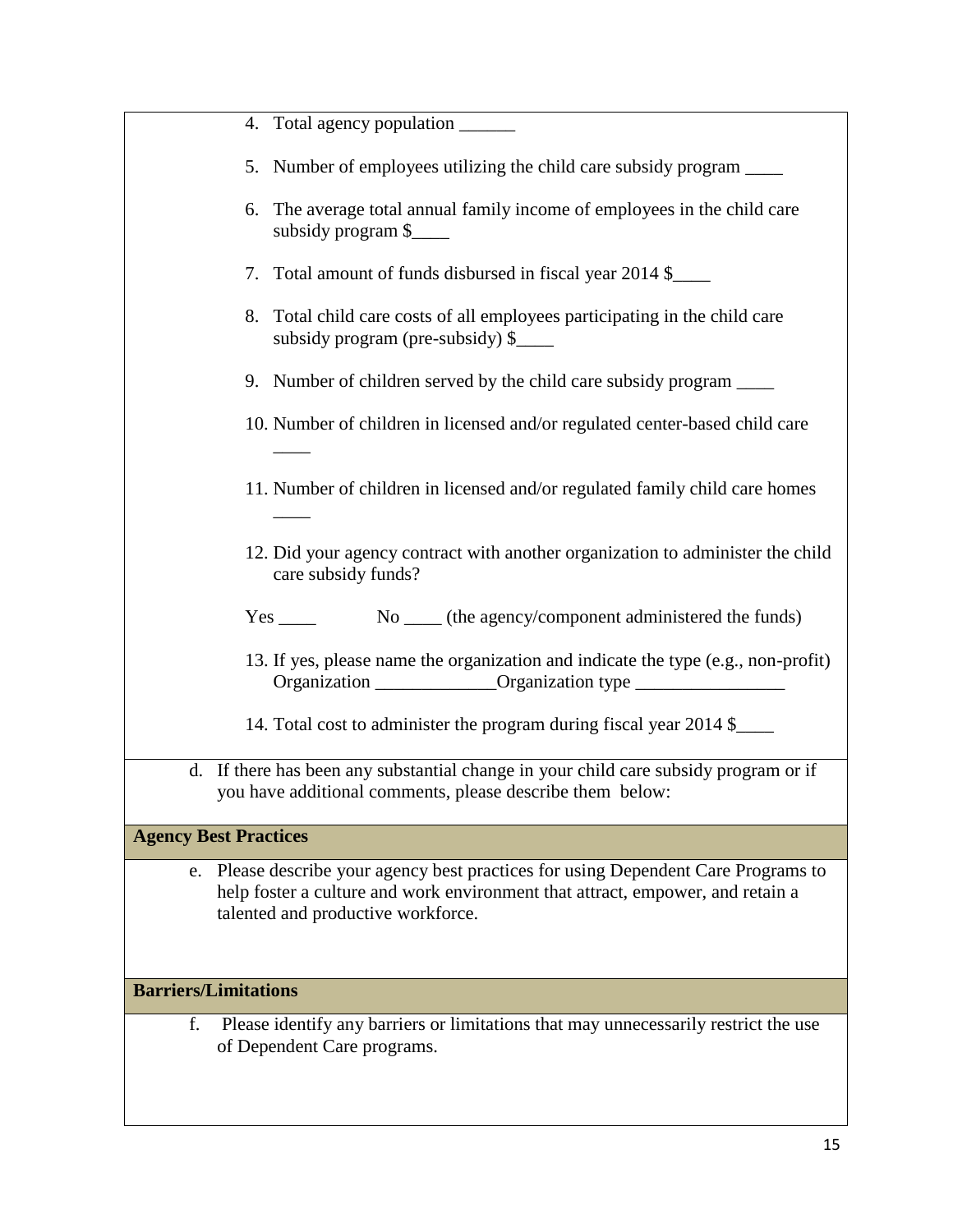4. Total agency population ______

5. Number of employees utilizing the child care subsidy program ____

6. The average total annual family income of employees in the child care subsidy program $____

7. Total amount of funds disbursed in fiscal year 2014 $____

8. Total child care costs of all employees participating in the child care subsidy program (pre-subsidy) $____

9. Number of children served by the child care subsidy program ____

10. Number of children in licensed and/or regulated center-based child care ____

11. Number of children in licensed and/or regulated family child care homes ____

12. Did your agency contract with another organization to administer the child care subsidy funds?

    Yes ____ No ____ (the agency/component administered the funds)

13. If yes, please name the organization and indicate the type (e.g., non-profit)
    Organization _____________Organization type ________________

14. Total cost to administer the program during fiscal year 2014 $____

d. If there has been any substantial change in your child care subsidy program or if you have additional comments, please describe them below:

**Agency Best Practices**

e. Please describe your agency best practices for using Dependent Care Programs to help foster a culture and work environment that attract, empower, and retain a talented and productive workforce.

**Barriers/Limitations**

f. Please identify any barriers or limitations that may unnecessarily restrict the use of Dependent Care programs.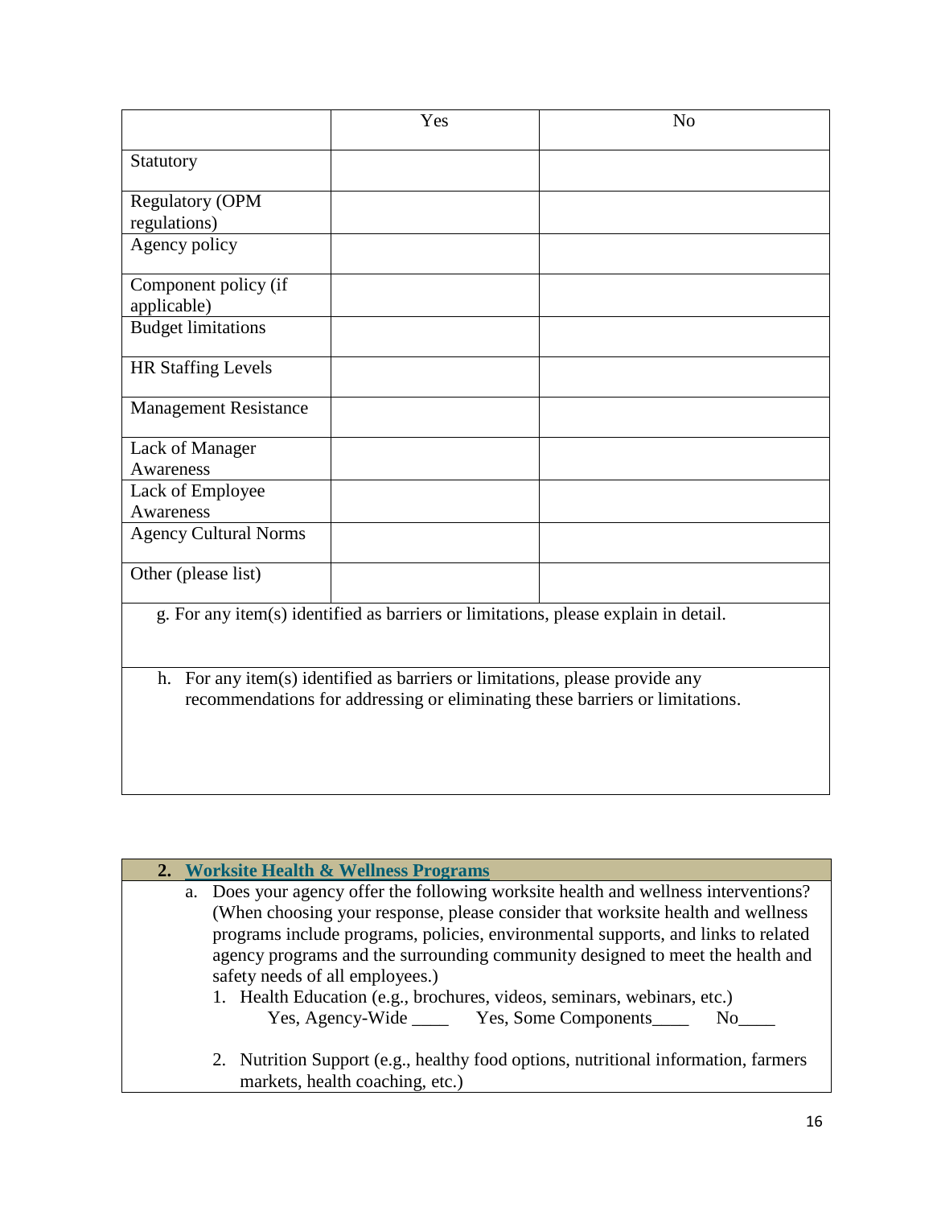| | Yes | No |
|---|---|---|
| Statutory | | |
| Regulatory (OPM regulations) | | |
| Agency policy | | |
| Component policy (if applicable) | | |
| Budget limitations | | |
| HR Staffing Levels | | |
| Management Resistance | | |
| Lack of Manager Awareness | | |
| Lack of Employee Awareness | | |
| Agency Cultural Norms | | |
| Other (please list) | | |

g. For any item(s) identified as barriers or limitations, please explain in detail.

h. For any item(s) identified as barriers or limitations, please provide any recommendations for addressing or eliminating these barriers or limitations.

## 2. Worksite Health & Wellness Programs

a. Does your agency offer the following worksite health and wellness interventions? (When choosing your response, please consider that worksite health and wellness programs include programs, policies, environmental supports, and links to related agency programs and the surrounding community designed to meet the health and safety needs of all employees.)

1. Health Education (e.g., brochures, videos, seminars, webinars, etc.)
   Yes, Agency-Wide ____ Yes, Some Components____ No____

2. Nutrition Support (e.g., healthy food options, nutritional information, farmers markets, health coaching, etc.)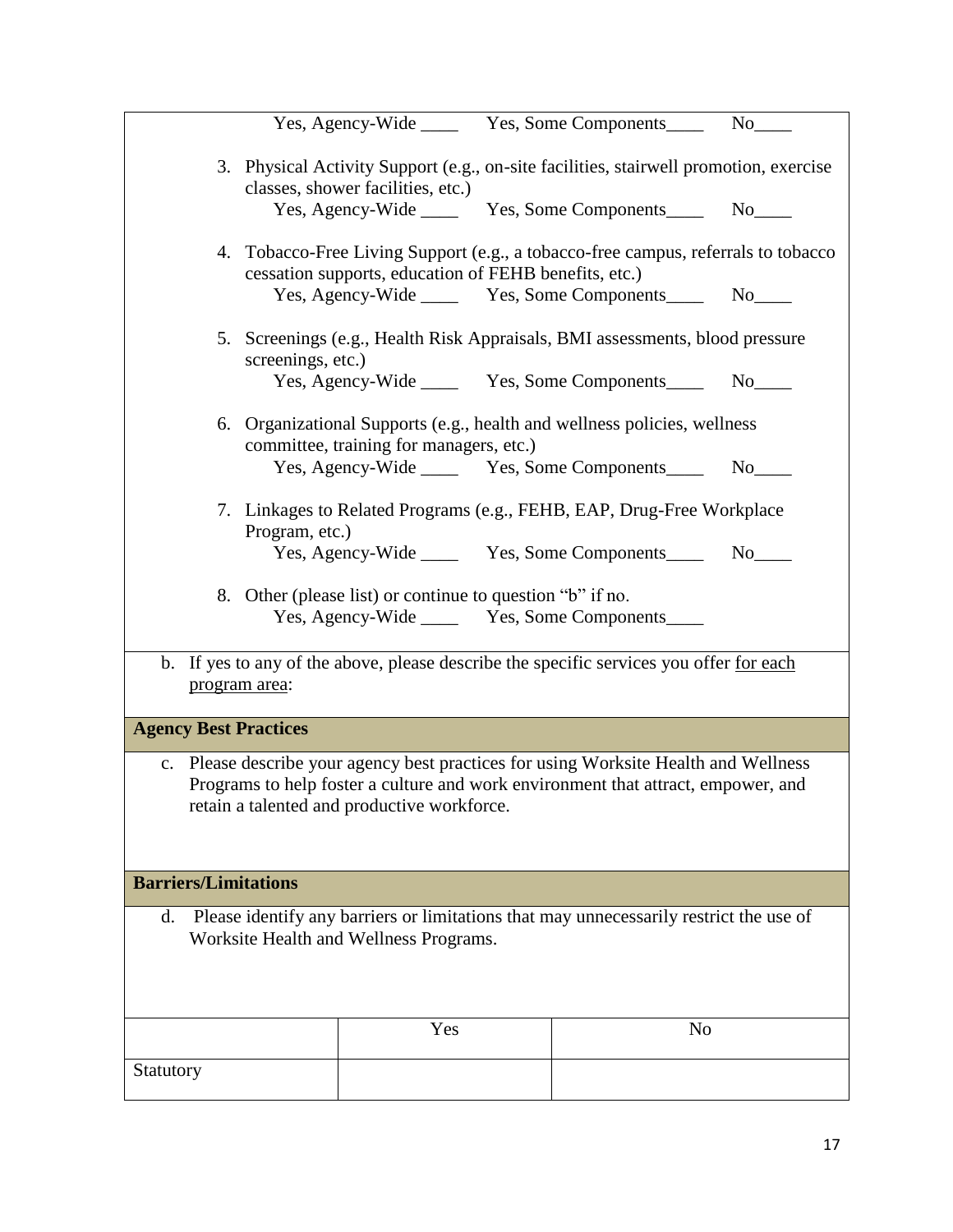Yes, Agency-Wide ____ Yes, Some Components____ No____

3. Physical Activity Support (e.g., on-site facilities, stairwell promotion, exercise classes, shower facilities, etc.)
   Yes, Agency-Wide ____ Yes, Some Components____ No____

4. Tobacco-Free Living Support (e.g., a tobacco-free campus, referrals to tobacco cessation supports, education of FEHB benefits, etc.)
   Yes, Agency-Wide ____ Yes, Some Components____ No____

5. Screenings (e.g., Health Risk Appraisals, BMI assessments, blood pressure screenings, etc.)
   Yes, Agency-Wide ____ Yes, Some Components____ No____

6. Organizational Supports (e.g., health and wellness policies, wellness committee, training for managers, etc.)
   Yes, Agency-Wide ____ Yes, Some Components____ No____

7. Linkages to Related Programs (e.g., FEHB, EAP, Drug-Free Workplace Program, etc.)
   Yes, Agency-Wide ____ Yes, Some Components____ No____

8. Other (please list) or continue to question "b" if no.
   Yes, Agency-Wide ____ Yes, Some Components____

b. If yes to any of the above, please describe the specific services you offer for each program area:

**Agency Best Practices**

c. Please describe your agency best practices for using Worksite Health and Wellness Programs to help foster a culture and work environment that attract, empower, and retain a talented and productive workforce.

**Barriers/Limitations**

d. Please identify any barriers or limitations that may unnecessarily restrict the use of Worksite Health and Wellness Programs.

| | Yes | No |
|---|---|---|
| Statutory | | |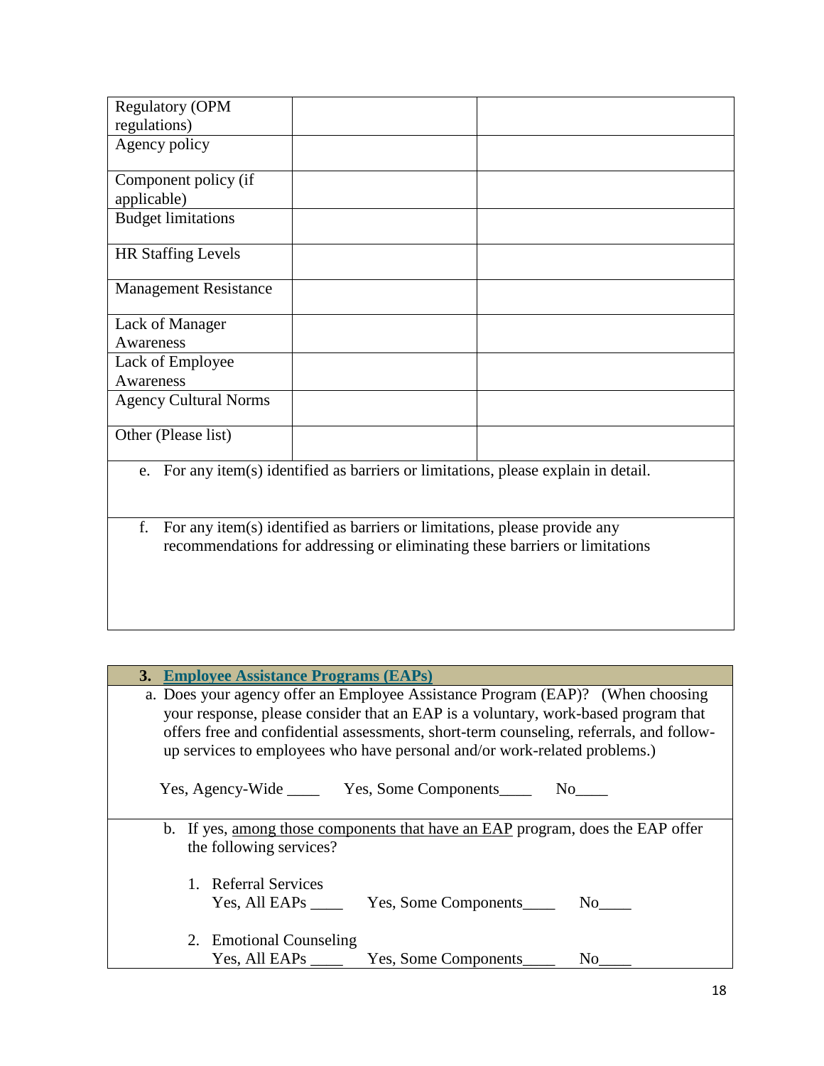| | | |
|---|---|---|
| Regulatory (OPM regulations) | | |
| Agency policy | | |
| Component policy (if applicable) | | |
| Budget limitations | | |
| HR Staffing Levels | | |
| Management Resistance | | |
| Lack of Manager Awareness | | |
| Lack of Employee Awareness | | |
| Agency Cultural Norms | | |
| Other (Please list) | | |

e. For any item(s) identified as barriers or limitations, please explain in detail.

f. For any item(s) identified as barriers or limitations, please provide any recommendations for addressing or eliminating these barriers or limitations

### 3. Employee Assistance Programs (EAPs)

a. Does your agency offer an Employee Assistance Program (EAP)? (When choosing your response, please consider that an EAP is a voluntary, work-based program that offers free and confidential assessments, short-term counseling, referrals, and follow-up services to employees who have personal and/or work-related problems.)

Yes, Agency-Wide ____ Yes, Some Components____ No____

b. If yes, among those components that have an EAP program, does the EAP offer the following services?

1. Referral Services
   Yes, All EAPs ____ Yes, Some Components____ No____

2. Emotional Counseling
   Yes, All EAPs ____ Yes, Some Components____ No____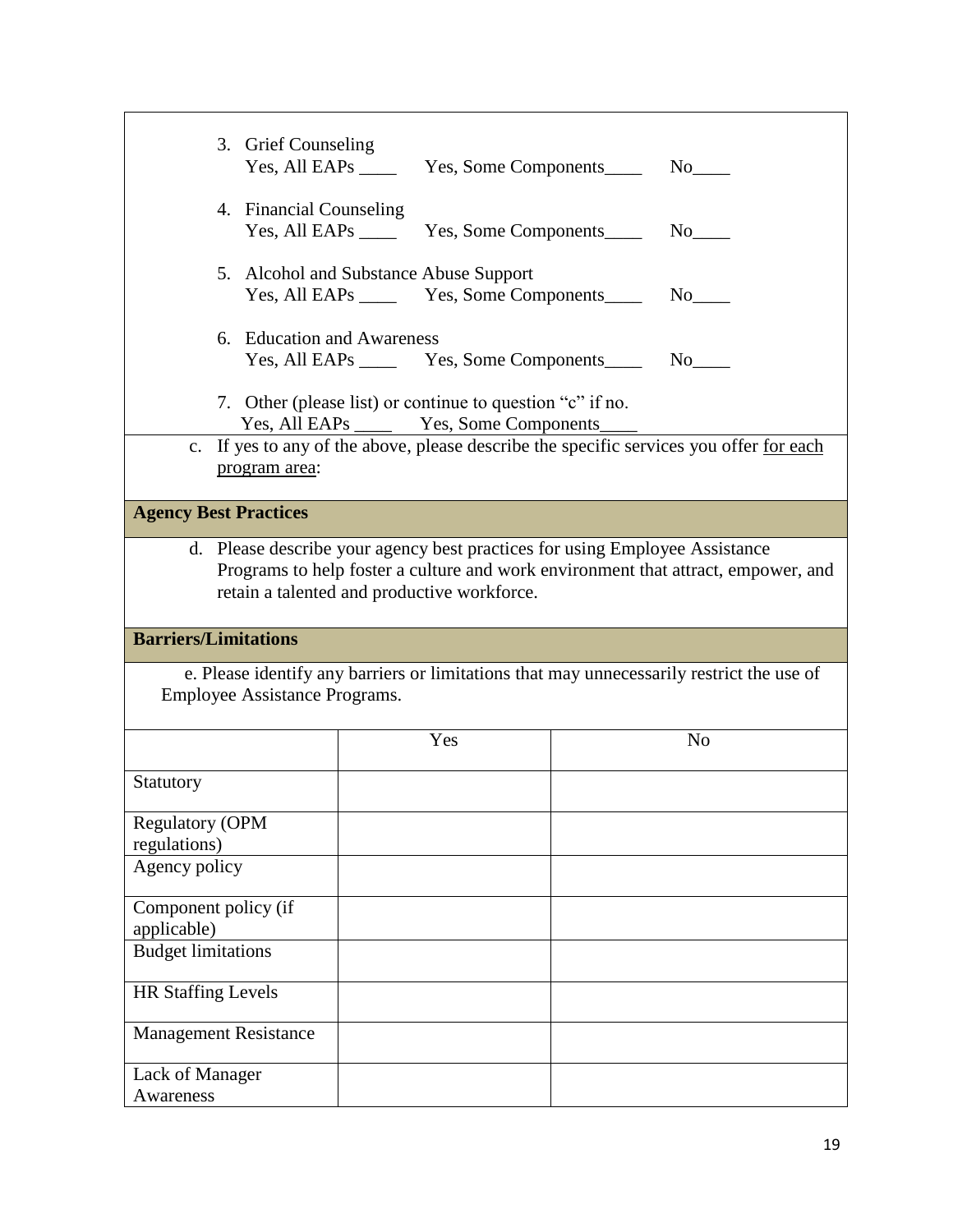3. Grief Counseling
   Yes, All EAPs ____ Yes, Some Components____ No____

4. Financial Counseling
   Yes, All EAPs ____ Yes, Some Components____ No____

5. Alcohol and Substance Abuse Support
   Yes, All EAPs ____ Yes, Some Components____ No____

6. Education and Awareness
   Yes, All EAPs ____ Yes, Some Components____ No____

7. Other (please list) or continue to question "c" if no.
   Yes, All EAPs ____ Yes, Some Components____

c. If yes to any of the above, please describe the specific services you offer <u>for each program area</u>:

**Agency Best Practices**

d. Please describe your agency best practices for using Employee Assistance Programs to help foster a culture and work environment that attract, empower, and retain a talented and productive workforce.

**Barriers/Limitations**

e. Please identify any barriers or limitations that may unnecessarily restrict the use of Employee Assistance Programs.

| | Yes | No |
|---|---|---|
| Statutory | | |
| Regulatory (OPM regulations) | | |
| Agency policy | | |
| Component policy (if applicable) | | |
| Budget limitations | | |
| HR Staffing Levels | | |
| Management Resistance | | |
| Lack of Manager Awareness | | |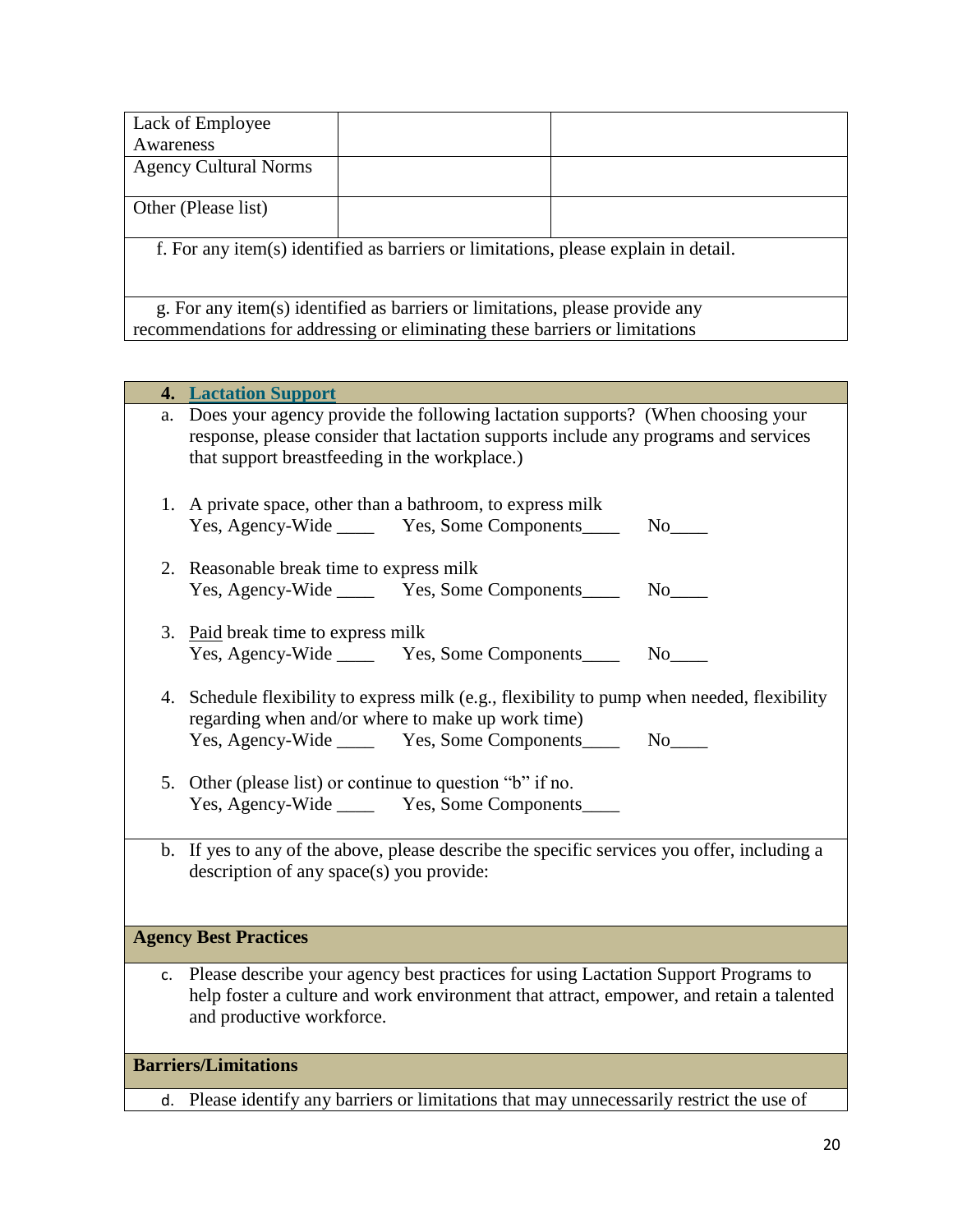| Lack of Employee Awareness | | |
|---|---|---|
| Agency Cultural Norms | | |
| Other (Please list) | | |

f. For any item(s) identified as barriers or limitations, please explain in detail.

g. For any item(s) identified as barriers or limitations, please provide any recommendations for addressing or eliminating these barriers or limitations

### 4. Lactation Support

a. Does your agency provide the following lactation supports? (When choosing your response, please consider that lactation supports include any programs and services that support breastfeeding in the workplace.)

1. A private space, other than a bathroom, to express milk
   Yes, Agency-Wide ____ Yes, Some Components____ No____

2. Reasonable break time to express milk
   Yes, Agency-Wide ____ Yes, Some Components____ No____

3. Paid break time to express milk
   Yes, Agency-Wide ____ Yes, Some Components____ No____

4. Schedule flexibility to express milk (e.g., flexibility to pump when needed, flexibility regarding when and/or where to make up work time)
   Yes, Agency-Wide ____ Yes, Some Components____ No____

5. Other (please list) or continue to question "b" if no.
   Yes, Agency-Wide ____ Yes, Some Components____

b. If yes to any of the above, please describe the specific services you offer, including a description of any space(s) you provide:

**Agency Best Practices**

c. Please describe your agency best practices for using Lactation Support Programs to help foster a culture and work environment that attract, empower, and retain a talented and productive workforce.

**Barriers/Limitations**

d. Please identify any barriers or limitations that may unnecessarily restrict the use of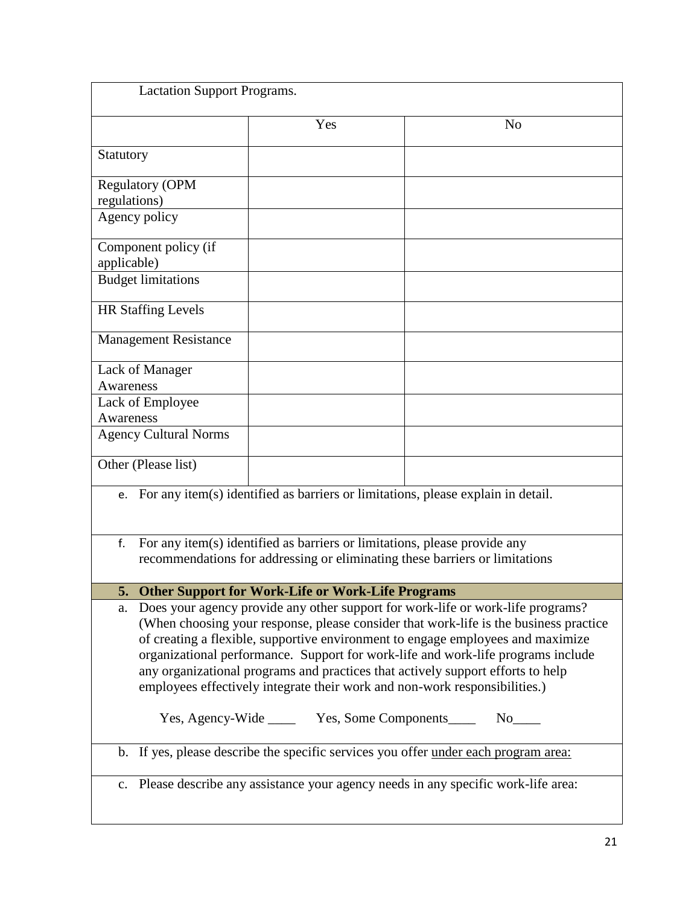Lactation Support Programs.

| | Yes | No |
|---|---|---|
| Statutory | | |
| Regulatory (OPM regulations) | | |
| Agency policy | | |
| Component policy (if applicable) | | |
| Budget limitations | | |
| HR Staffing Levels | | |
| Management Resistance | | |
| Lack of Manager Awareness | | |
| Lack of Employee Awareness | | |
| Agency Cultural Norms | | |
| Other (Please list) | | |

e. For any item(s) identified as barriers or limitations, please explain in detail.

f. For any item(s) identified as barriers or limitations, please provide any recommendations for addressing or eliminating these barriers or limitations

**5. Other Support for Work-Life or Work-Life Programs**

a. Does your agency provide any other support for work-life or work-life programs? (When choosing your response, please consider that work-life is the business practice of creating a flexible, supportive environment to engage employees and maximize organizational performance. Support for work-life and work-life programs include any organizational programs and practices that actively support efforts to help employees effectively integrate their work and non-work responsibilities.)

Yes, Agency-Wide ____ Yes, Some Components____ No____

b. If yes, please describe the specific services you offer under each program area:

c. Please describe any assistance your agency needs in any specific work-life area: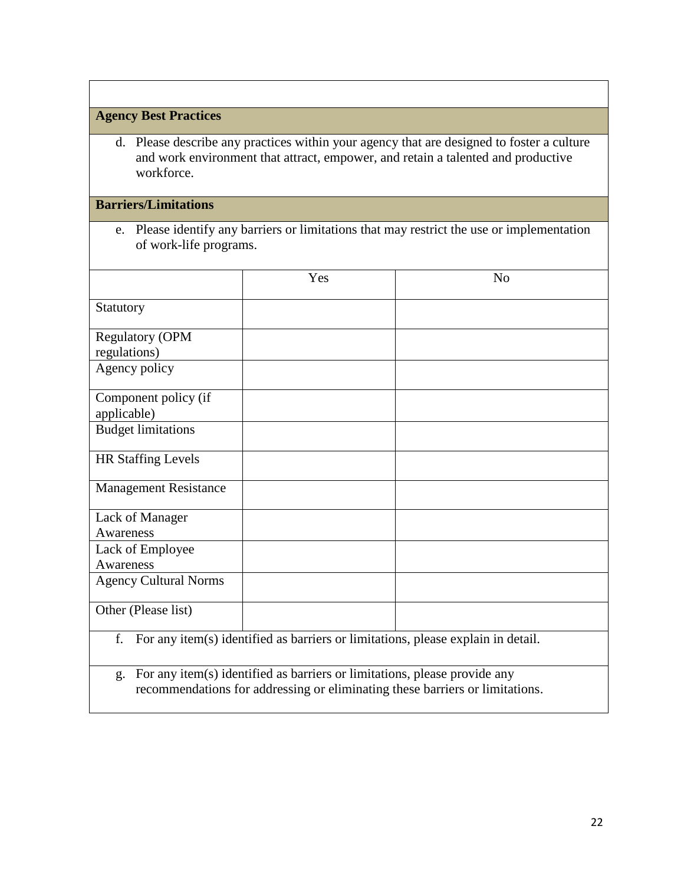**Agency Best Practices**

d. Please describe any practices within your agency that are designed to foster a culture and work environment that attract, empower, and retain a talented and productive workforce.

**Barriers/Limitations**

e. Please identify any barriers or limitations that may restrict the use or implementation of work-life programs.

| | Yes | No |
|---|---|---|
| Statutory | | |
| Regulatory (OPM regulations) | | |
| Agency policy | | |
| Component policy (if applicable) | | |
| Budget limitations | | |
| HR Staffing Levels | | |
| Management Resistance | | |
| Lack of Manager Awareness | | |
| Lack of Employee Awareness | | |
| Agency Cultural Norms | | |
| Other (Please list) | | |

f. For any item(s) identified as barriers or limitations, please explain in detail.

g. For any item(s) identified as barriers or limitations, please provide any recommendations for addressing or eliminating these barriers or limitations.